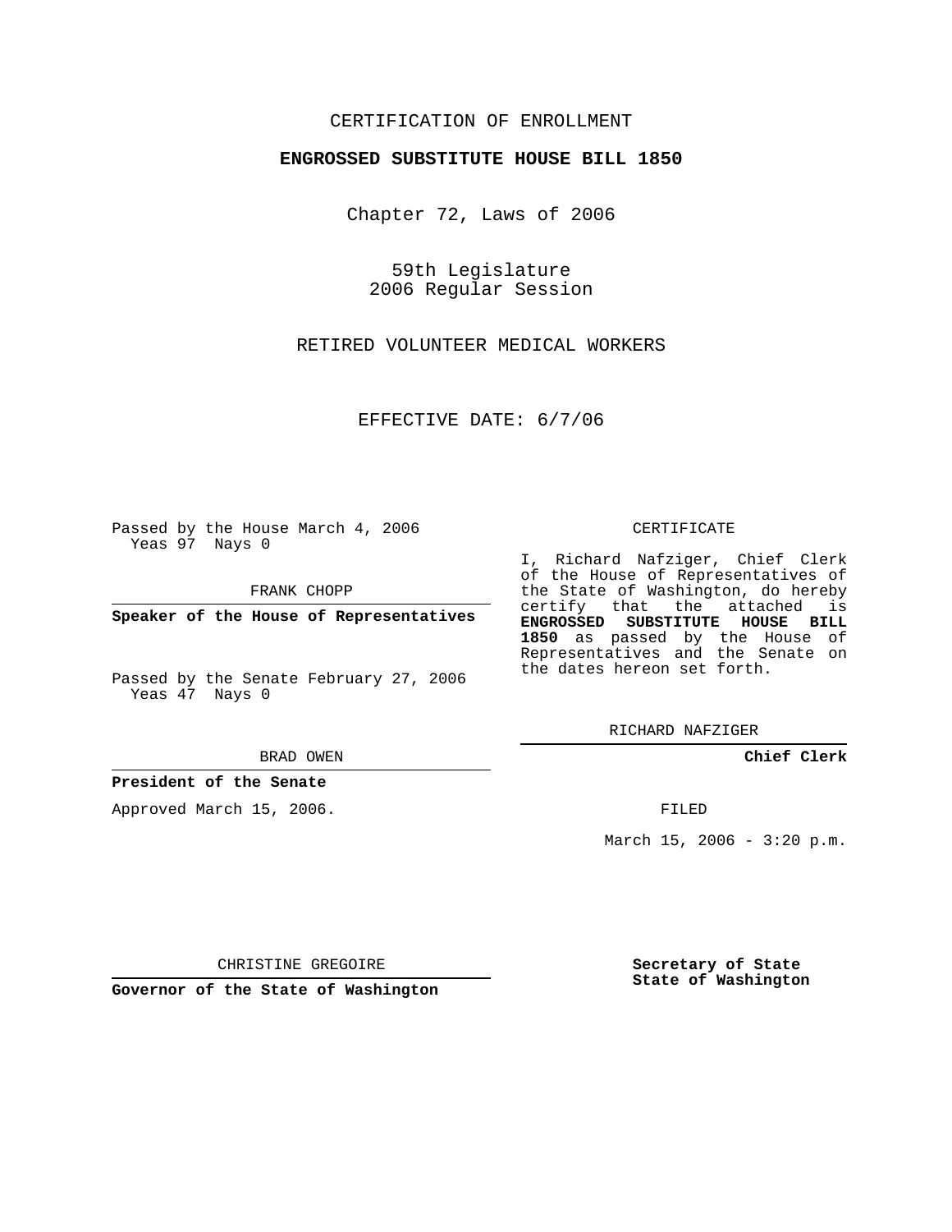CERTIFICATION OF ENROLLMENT

**ENGROSSED SUBSTITUTE HOUSE BILL 1850**

Chapter 72, Laws of 2006

59th Legislature
2006 Regular Session

RETIRED VOLUNTEER MEDICAL WORKERS

EFFECTIVE DATE: 6/7/06

Passed by the House March 4, 2006
Yeas 97 Nays 0

FRANK CHOPP

**Speaker of the House of Representatives**

Passed by the Senate February 27, 2006
Yeas 47 Nays 0

BRAD OWEN

**President of the Senate**

Approved March 15, 2006.

CHRISTINE GREGOIRE

**Governor of the State of Washington**

CERTIFICATE

I, Richard Nafziger, Chief Clerk of the House of Representatives of the State of Washington, do hereby certify that the attached is **ENGROSSED SUBSTITUTE HOUSE BILL 1850** as passed by the House of Representatives and the Senate on the dates hereon set forth.

RICHARD NAFZIGER

**Chief Clerk**

FILED

March 15, 2006 - 3:20 p.m.

**Secretary of State**
**State of Washington**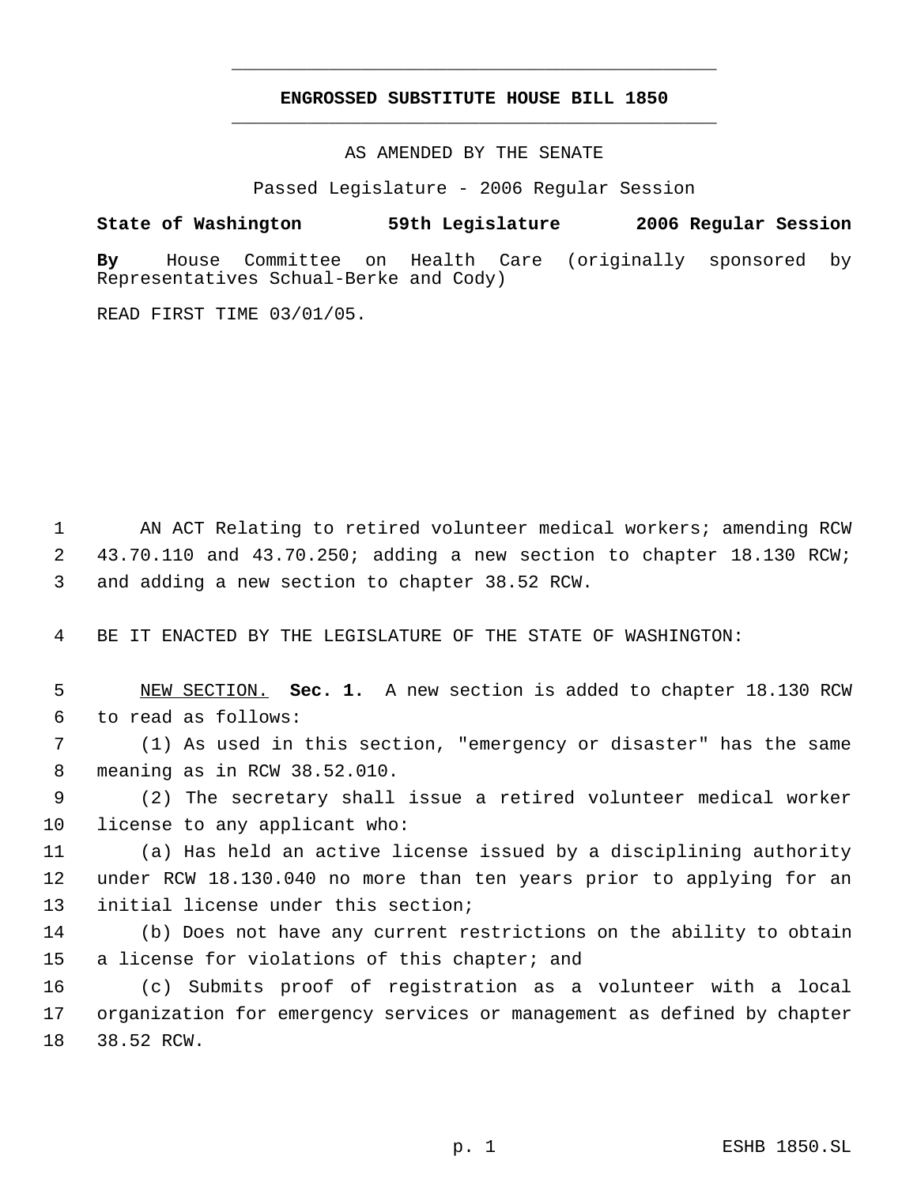## ENGROSSED SUBSTITUTE HOUSE BILL 1850

AS AMENDED BY THE SENATE

Passed Legislature - 2006 Regular Session

**State of Washington 59th Legislature 2006 Regular Session**

**By** House Committee on Health Care (originally sponsored by Representatives Schual-Berke and Cody)

READ FIRST TIME 03/01/05.

1 AN ACT Relating to retired volunteer medical workers; amending RCW
2 43.70.110 and 43.70.250; adding a new section to chapter 18.130 RCW;
3 and adding a new section to chapter 38.52 RCW.

4 BE IT ENACTED BY THE LEGISLATURE OF THE STATE OF WASHINGTON:

5 NEW SECTION. **Sec. 1.** A new section is added to chapter 18.130 RCW
6 to read as follows:
7 (1) As used in this section, "emergency or disaster" has the same
8 meaning as in RCW 38.52.010.
9 (2) The secretary shall issue a retired volunteer medical worker
10 license to any applicant who:
11 (a) Has held an active license issued by a disciplining authority
12 under RCW 18.130.040 no more than ten years prior to applying for an
13 initial license under this section;
14 (b) Does not have any current restrictions on the ability to obtain
15 a license for violations of this chapter; and
16 (c) Submits proof of registration as a volunteer with a local
17 organization for emergency services or management as defined by chapter
18 38.52 RCW.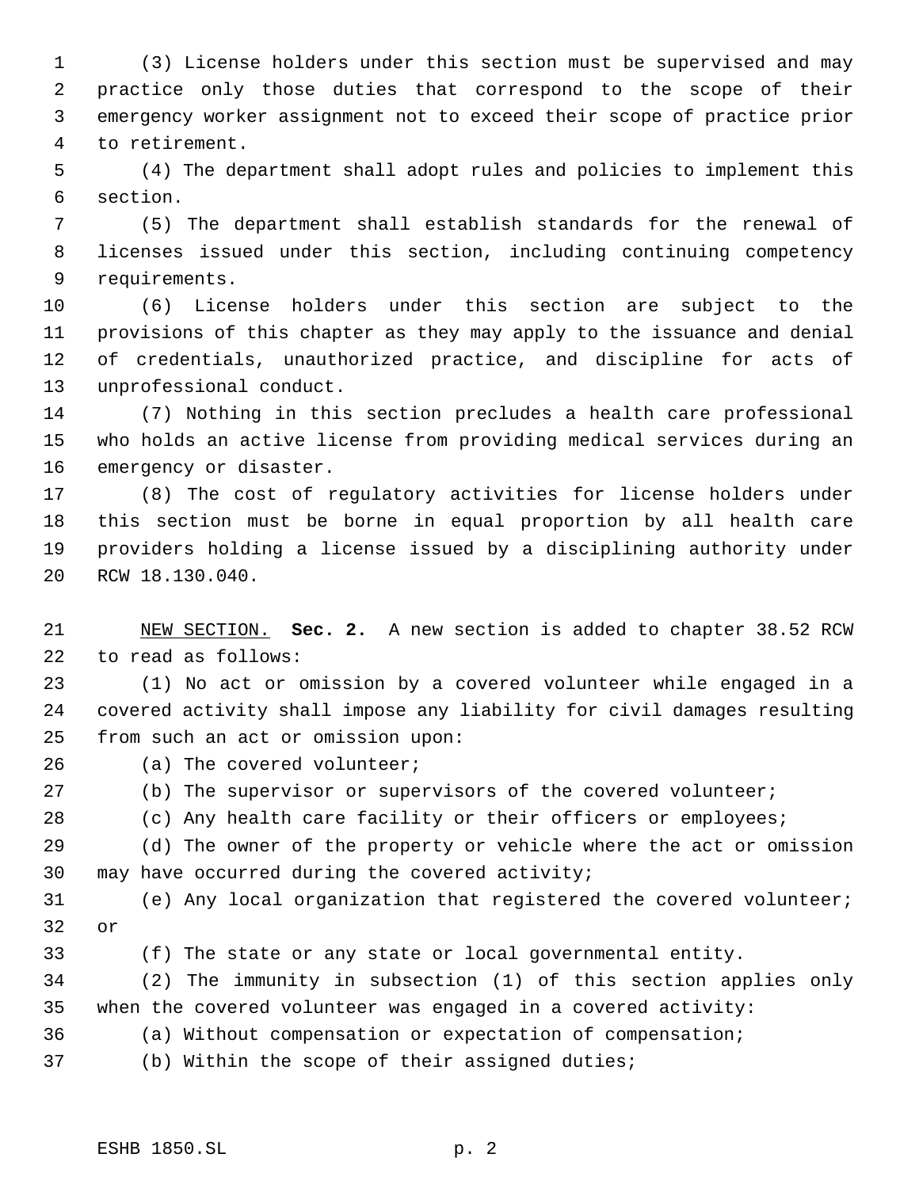(3) License holders under this section must be supervised and may practice only those duties that correspond to the scope of their emergency worker assignment not to exceed their scope of practice prior to retirement.

(4) The department shall adopt rules and policies to implement this section.

(5) The department shall establish standards for the renewal of licenses issued under this section, including continuing competency requirements.

(6) License holders under this section are subject to the provisions of this chapter as they may apply to the issuance and denial of credentials, unauthorized practice, and discipline for acts of unprofessional conduct.

(7) Nothing in this section precludes a health care professional who holds an active license from providing medical services during an emergency or disaster.

(8) The cost of regulatory activities for license holders under this section must be borne in equal proportion by all health care providers holding a license issued by a disciplining authority under RCW 18.130.040.

NEW SECTION. **Sec. 2.** A new section is added to chapter 38.52 RCW to read as follows:

(1) No act or omission by a covered volunteer while engaged in a covered activity shall impose any liability for civil damages resulting from such an act or omission upon:

(a) The covered volunteer;

(b) The supervisor or supervisors of the covered volunteer;

(c) Any health care facility or their officers or employees;

(d) The owner of the property or vehicle where the act or omission may have occurred during the covered activity;

(e) Any local organization that registered the covered volunteer; or

(f) The state or any state or local governmental entity.

(2) The immunity in subsection (1) of this section applies only when the covered volunteer was engaged in a covered activity:

(a) Without compensation or expectation of compensation;

(b) Within the scope of their assigned duties;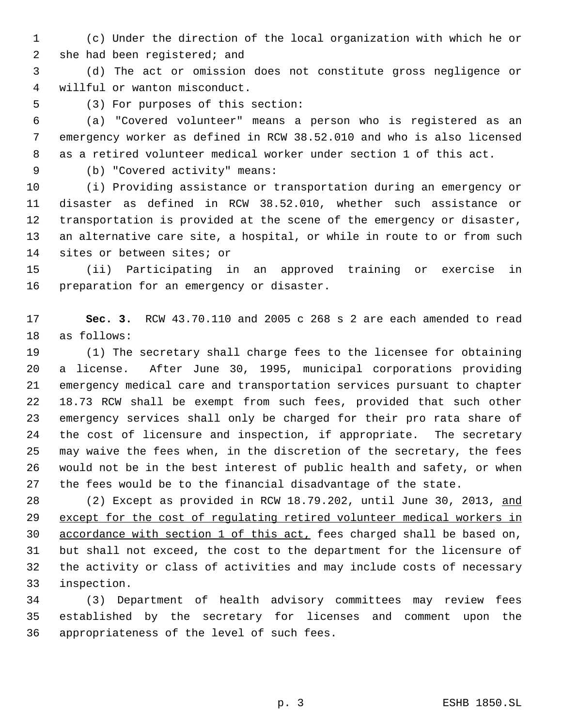(c) Under the direction of the local organization with which he or she had been registered; and

(d) The act or omission does not constitute gross negligence or willful or wanton misconduct.

(3) For purposes of this section:

(a) "Covered volunteer" means a person who is registered as an emergency worker as defined in RCW 38.52.010 and who is also licensed as a retired volunteer medical worker under section 1 of this act.

(b) "Covered activity" means:

(i) Providing assistance or transportation during an emergency or disaster as defined in RCW 38.52.010, whether such assistance or transportation is provided at the scene of the emergency or disaster, an alternative care site, a hospital, or while in route to or from such sites or between sites; or

(ii) Participating in an approved training or exercise in preparation for an emergency or disaster.

**Sec. 3.** RCW 43.70.110 and 2005 c 268 s 2 are each amended to read as follows:

(1) The secretary shall charge fees to the licensee for obtaining a license. After June 30, 1995, municipal corporations providing emergency medical care and transportation services pursuant to chapter 18.73 RCW shall be exempt from such fees, provided that such other emergency services shall only be charged for their pro rata share of the cost of licensure and inspection, if appropriate. The secretary may waive the fees when, in the discretion of the secretary, the fees would not be in the best interest of public health and safety, or when the fees would be to the financial disadvantage of the state.

(2) Except as provided in RCW 18.79.202, until June 30, 2013, <u>and except for the cost of regulating retired volunteer medical workers in accordance with section 1 of this act,</u> fees charged shall be based on, but shall not exceed, the cost to the department for the licensure of the activity or class of activities and may include costs of necessary inspection.

(3) Department of health advisory committees may review fees established by the secretary for licenses and comment upon the appropriateness of the level of such fees.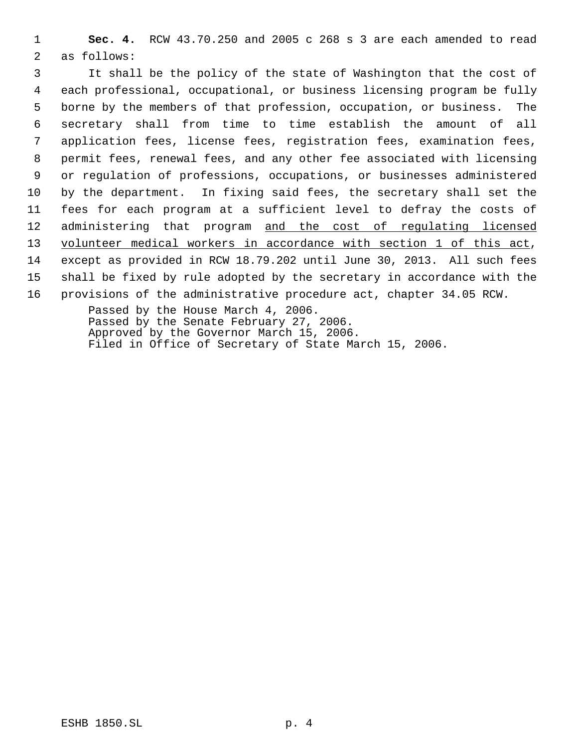**Sec. 4.** RCW 43.70.250 and 2005 c 268 s 3 are each amended to read as follows:

It shall be the policy of the state of Washington that the cost of each professional, occupational, or business licensing program be fully borne by the members of that profession, occupation, or business. The secretary shall from time to time establish the amount of all application fees, license fees, registration fees, examination fees, permit fees, renewal fees, and any other fee associated with licensing or regulation of professions, occupations, or businesses administered by the department. In fixing said fees, the secretary shall set the fees for each program at a sufficient level to defray the costs of administering that program <u>and the cost of regulating licensed volunteer medical workers in accordance with section 1 of this act</u>, except as provided in RCW 18.79.202 until June 30, 2013. All such fees shall be fixed by rule adopted by the secretary in accordance with the provisions of the administrative procedure act, chapter 34.05 RCW.

Passed by the House March 4, 2006.
Passed by the Senate February 27, 2006.
Approved by the Governor March 15, 2006.
Filed in Office of Secretary of State March 15, 2006.